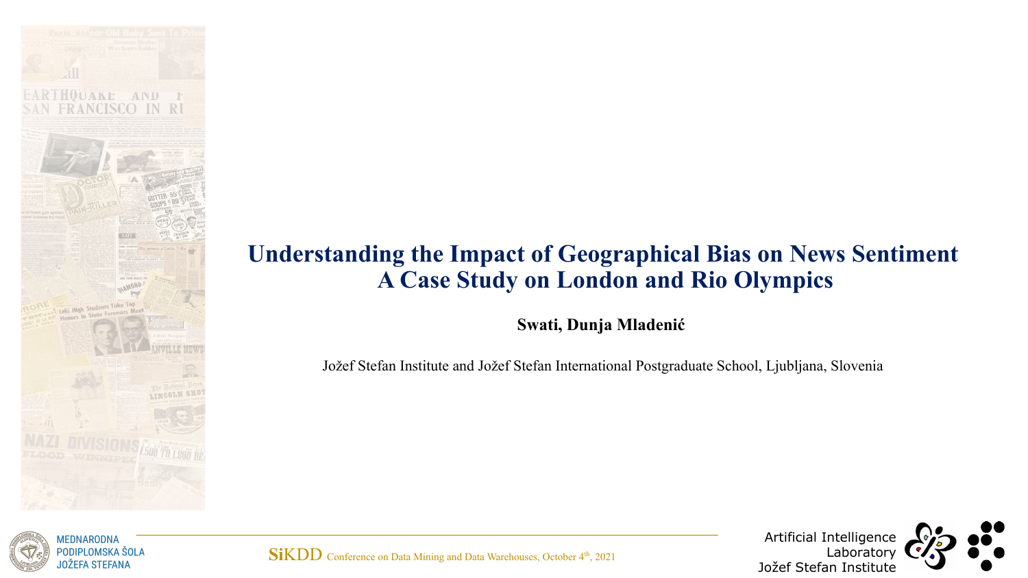# Understanding the Impact of Geographical Bias on News Sentiment
# A Case Study on London and Rio Olympics

**Swati, Dunja Mladenić**

Jožef Stefan Institute and Jožef Stefan International Postgraduate School, Ljubljana, Slovenia

MEDNARODNA PODIPLOMSKA ŠOLA JOŽEFA STEFANA

SiKDD Conference on Data Mining and Data Warehouses, October 4th, 2021

Artificial Intelligence Laboratory Jožef Stefan Institute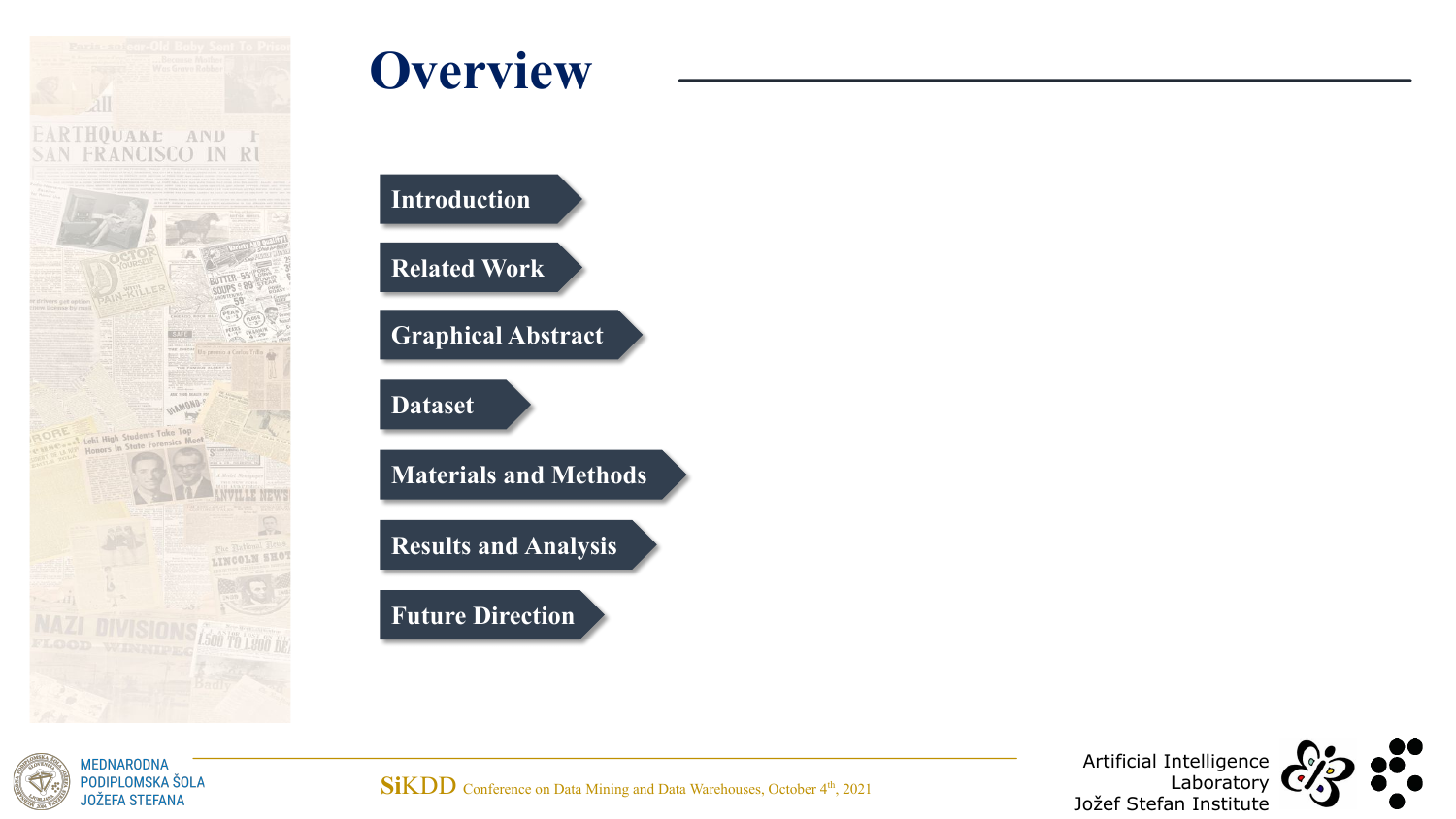# Overview

- Introduction
- Related Work
- Graphical Abstract
- Dataset
- Materials and Methods
- Results and Analysis
- Future Direction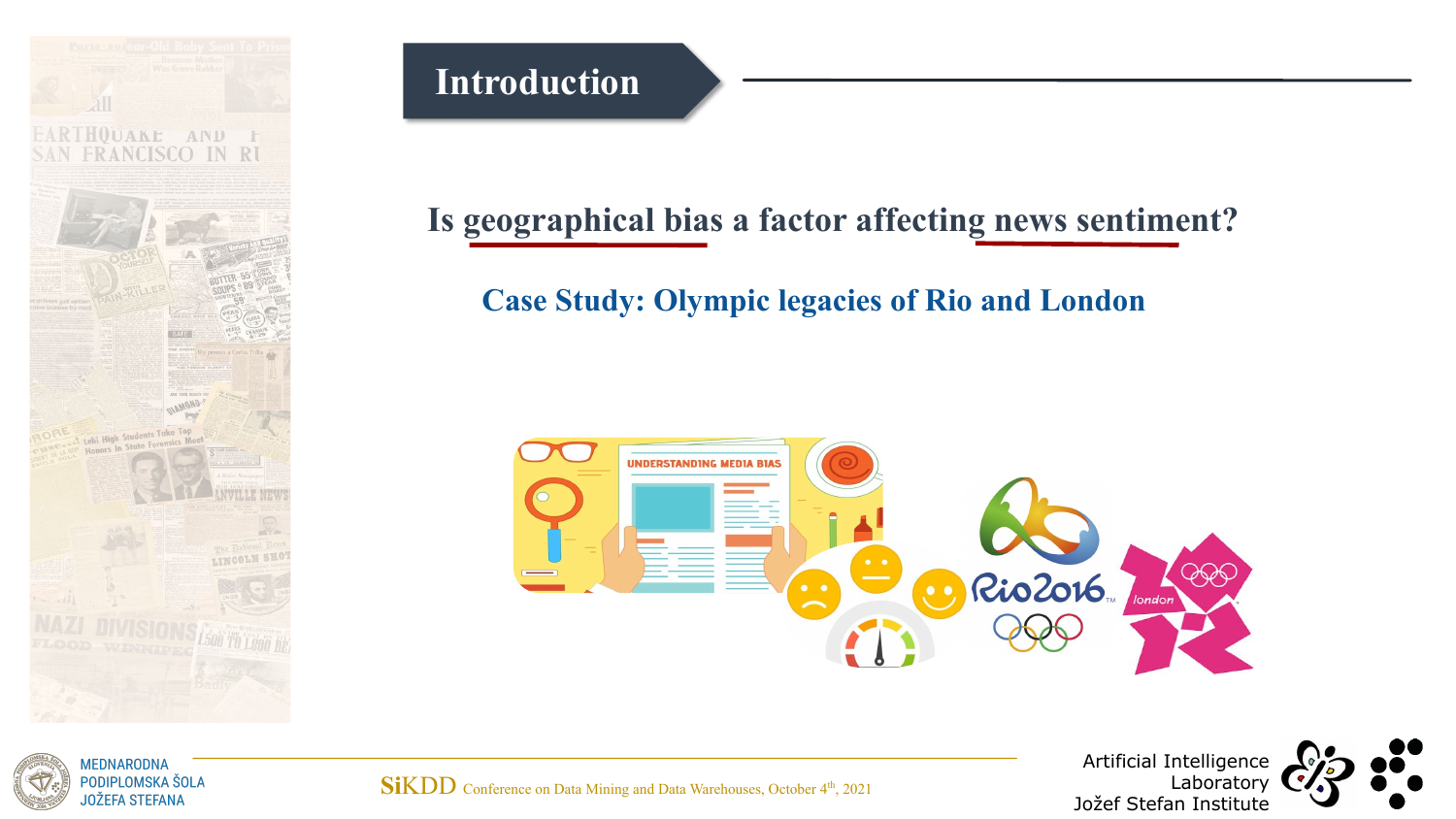# Introduction

**Is geographical bias a factor affecting news sentiment?**

**Case Study: Olympic legacies of Rio and London**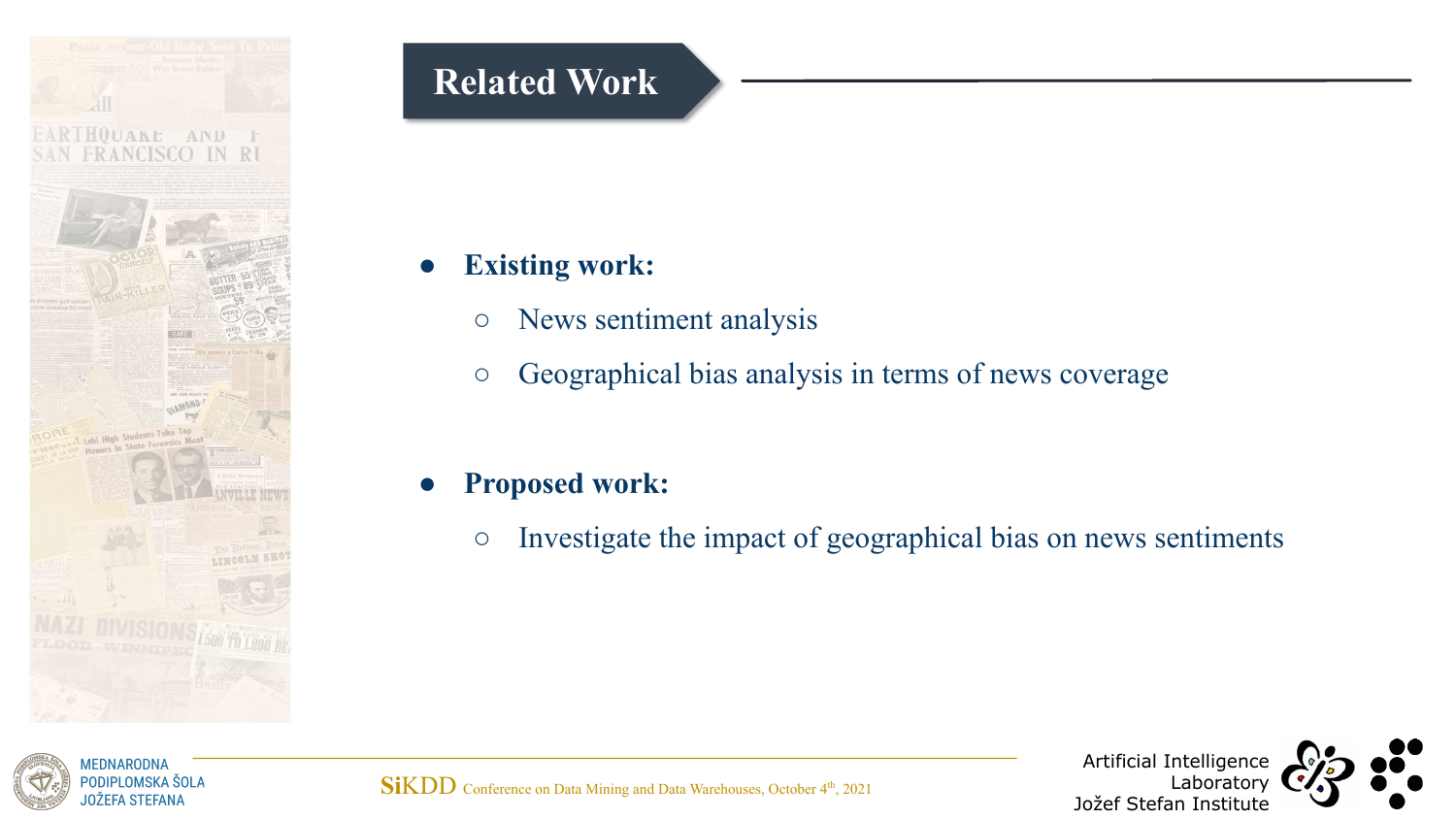# Related Work

- **Existing work:**
  - News sentiment analysis
  - Geographical bias analysis in terms of news coverage

- **Proposed work:**
  - Investigate the impact of geographical bias on news sentiments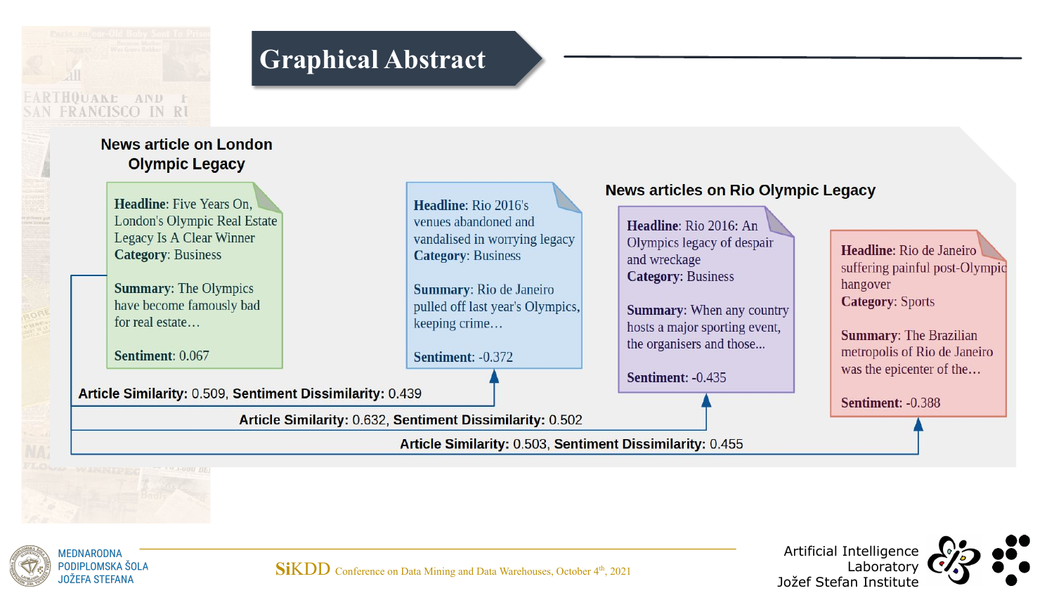# Graphical Abstract

## News article on London Olympic Legacy

**Headline**: Five Years On, London's Olympic Real Estate Legacy Is A Clear Winner
**Category**: Business

**Summary**: The Olympics have become famously bad for real estate…

**Sentiment**: 0.067

## News articles on Rio Olympic Legacy

**Headline**: Rio 2016's venues abandoned and vandalised in worrying legacy
**Category**: Business

**Summary**: Rio de Janeiro pulled off last year's Olympics, keeping crime…

**Sentiment**: -0.372

---

**Headline**: Rio 2016: An Olympics legacy of despair and wreckage
**Category**: Business

**Summary**: When any country hosts a major sporting event, the organisers and those...

**Sentiment**: -0.435

---

**Headline**: Rio de Janeiro suffering painful post-Olympic hangover
**Category**: Sports

**Summary**: The Brazilian metropolis of Rio de Janeiro was the epicenter of the…

**Sentiment**: -0.388

---

**Article Similarity:** 0.509, **Sentiment Dissimilarity:** 0.439

**Article Similarity:** 0.632, **Sentiment Dissimilarity:** 0.502

**Article Similarity:** 0.503, **Sentiment Dissimilarity:** 0.455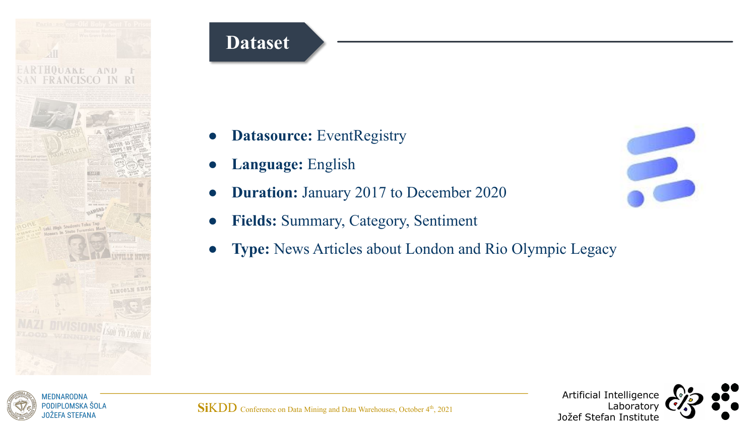# Dataset

- **Datasource:** EventRegistry
- **Language:** English
- **Duration:** January 2017 to December 2020
- **Fields:** Summary, Category, Sentiment
- **Type:** News Articles about London and Rio Olympic Legacy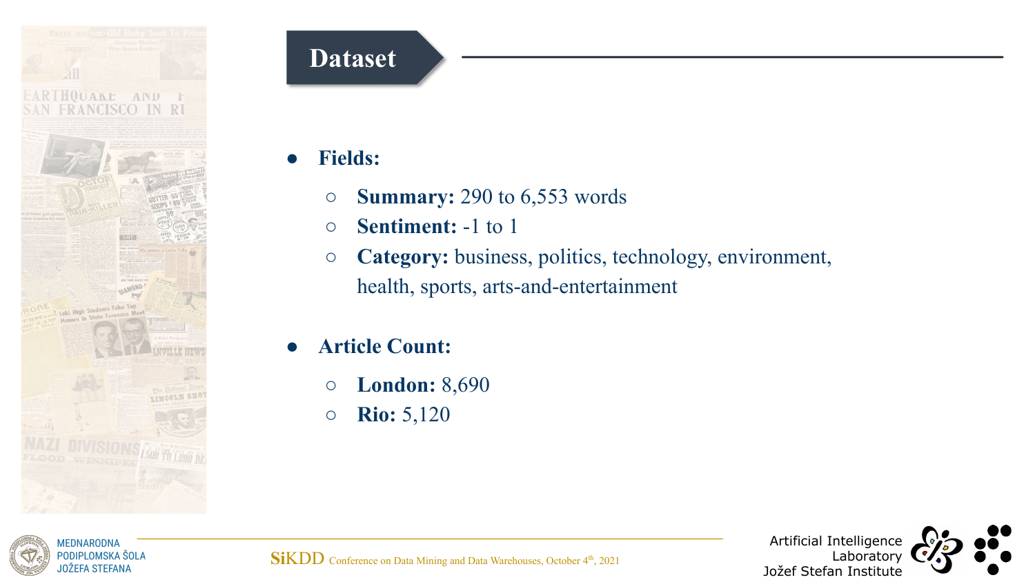# Dataset

- **Fields:**
  - **Summary:** 290 to 6,553 words
  - **Sentiment:** -1 to 1
  - **Category:** business, politics, technology, environment, health, sports, arts-and-entertainment
- **Article Count:**
  - **London:** 8,690
  - **Rio:** 5,120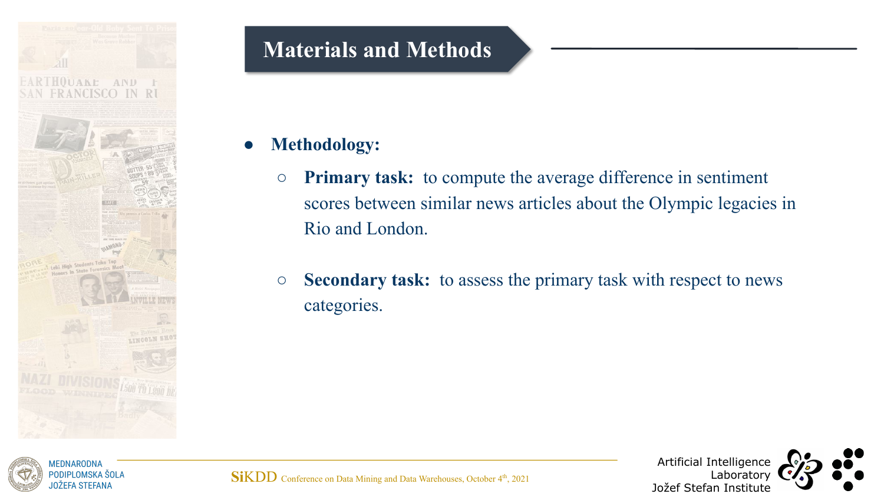## Materials and Methods

- **Methodology:**
  - **Primary task:** to compute the average difference in sentiment scores between similar news articles about the Olympic legacies in Rio and London.
  - **Secondary task:** to assess the primary task with respect to news categories.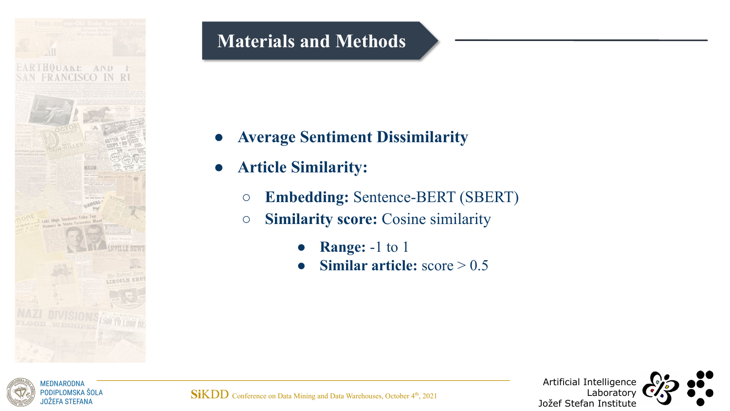# Materials and Methods

- **Average Sentiment Dissimilarity**
- **Article Similarity:**
  - **Embedding:** Sentence-BERT (SBERT)
  - **Similarity score:** Cosine similarity
    - **Range:** -1 to 1
    - **Similar article:** score > 0.5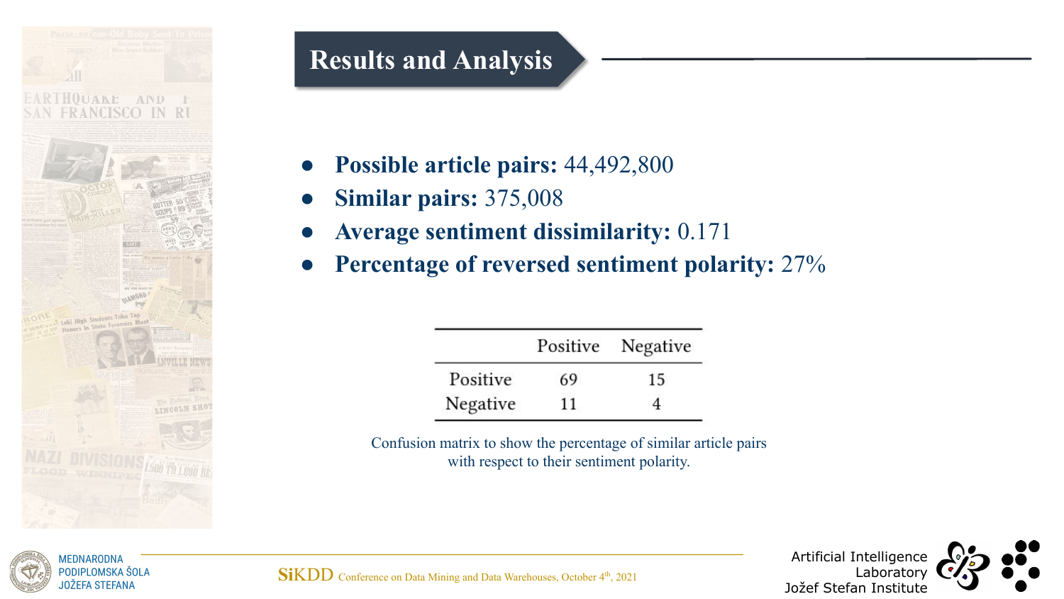## Results and Analysis

- **Possible article pairs:** 44,492,800
- **Similar pairs:** 375,008
- **Average sentiment dissimilarity:** 0.171
- **Percentage of reversed sentiment polarity:** 27%

| | Positive | Negative |
|---|---|---|
| Positive | 69 | 15 |
| Negative | 11 | 4 |

Confusion matrix to show the percentage of similar article pairs with respect to their sentiment polarity.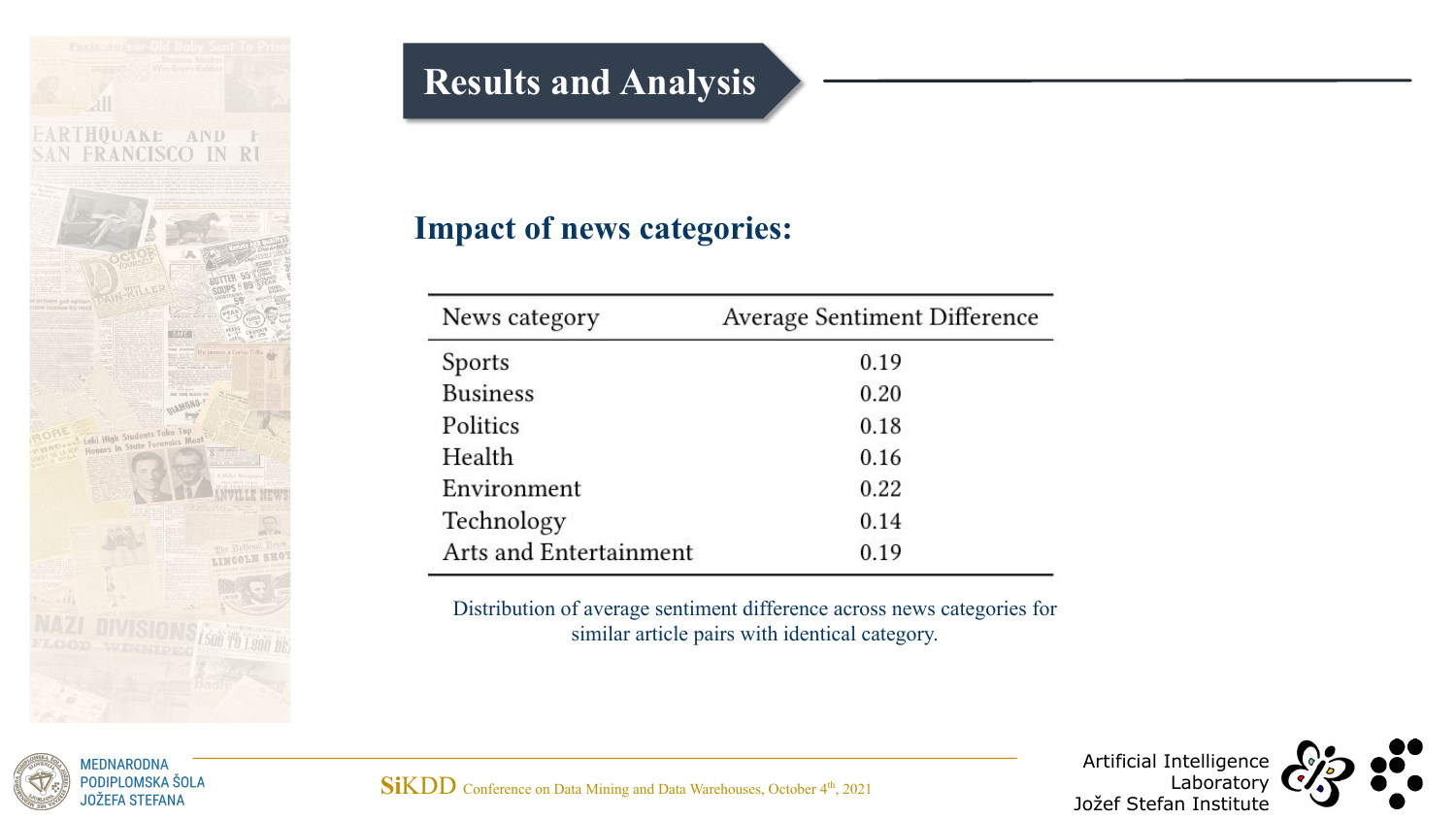# Results and Analysis

## Impact of news categories:

| News category | Average Sentiment Difference |
|---|---|
| Sports | 0.19 |
| Business | 0.20 |
| Politics | 0.18 |
| Health | 0.16 |
| Environment | 0.22 |
| Technology | 0.14 |
| Arts and Entertainment | 0.19 |

Distribution of average sentiment difference across news categories for similar article pairs with identical category.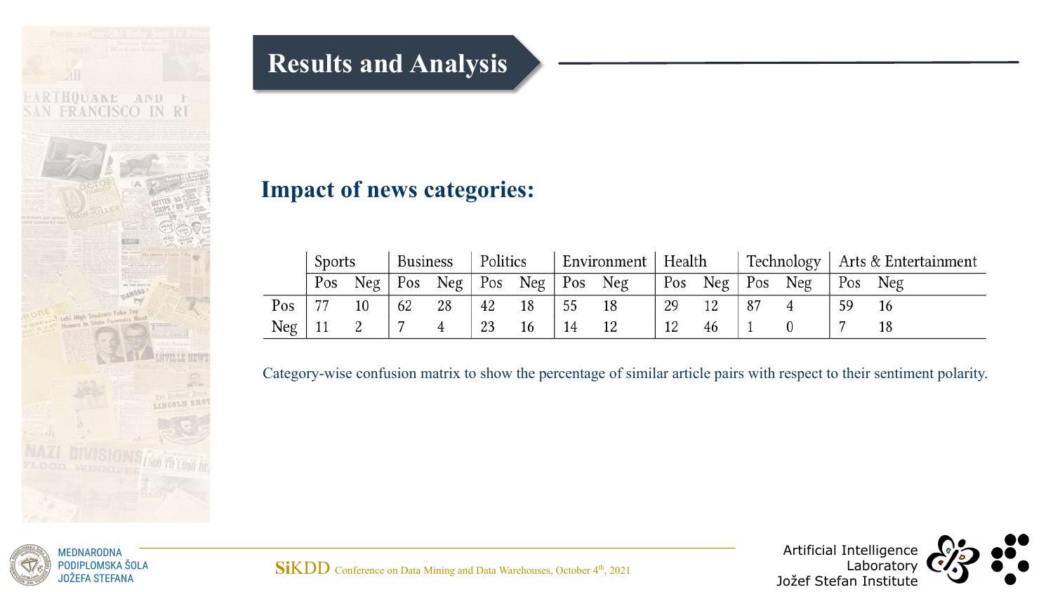## Results and Analysis

### Impact of news categories:

| | Sports | | Business | | Politics | | Environment | | Health | | Technology | | Arts & Entertainment | |
|---|---|---|---|---|---|---|---|---|---|---|---|---|---|---|
| | Pos | Neg | Pos | Neg | Pos | Neg | Pos | Neg | Pos | Neg | Pos | Neg | Pos | Neg |
| Pos | 77 | 10 | 62 | 28 | 42 | 18 | 55 | 18 | 29 | 12 | 87 | 4 | 59 | 16 |
| Neg | 11 | 2 | 7 | 4 | 23 | 16 | 14 | 12 | 12 | 46 | 1 | 0 | 7 | 18 |

Category-wise confusion matrix to show the percentage of similar article pairs with respect to their sentiment polarity.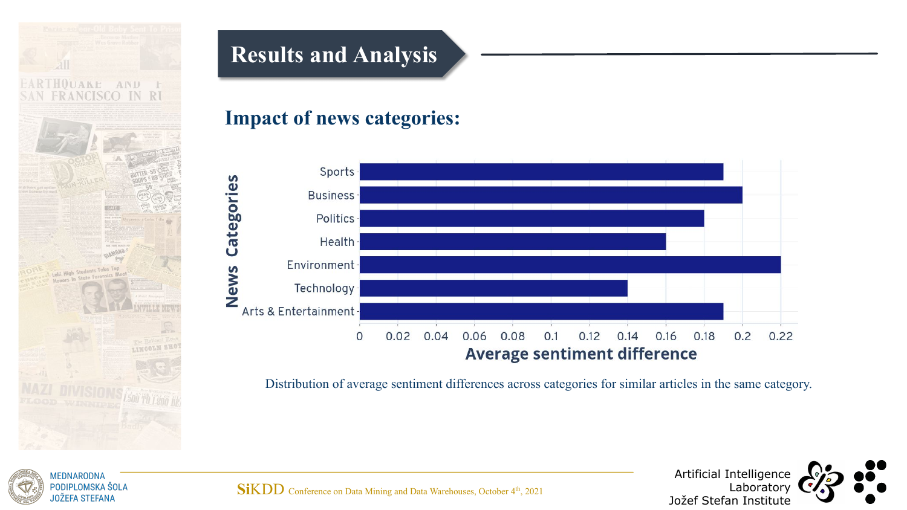# Results and Analysis

## Impact of news categories:

| News Categories | Average sentiment difference |
| --- | --- |
| Sports | 0.19 |
| Business | 0.20 |
| Politics | 0.18 |
| Health | 0.16 |
| Environment | 0.22 |
| Technology | 0.14 |
| Arts & Entertainment | 0.19 |

Distribution of average sentiment differences across categories for similar articles in the same category.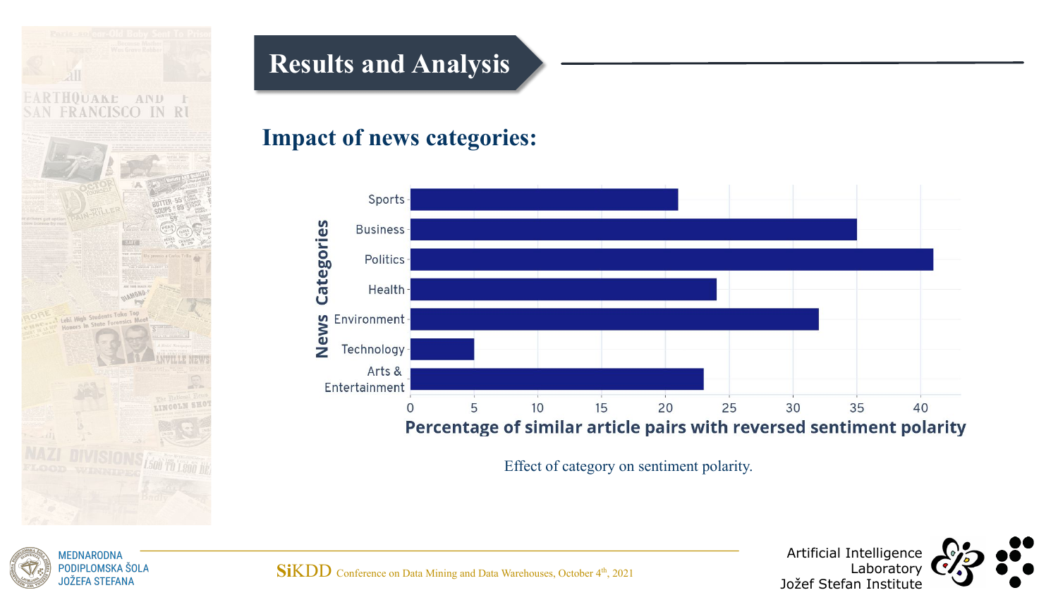# Results and Analysis

## Impact of news categories:

| News Categories | Percentage of similar article pairs with reversed sentiment polarity |
|---|---|
| Sports | 21 |
| Business | 35 |
| Politics | 41 |
| Health | 24 |
| Environment | 32 |
| Technology | 5 |
| Arts & Entertainment | 23 |

Effect of category on sentiment polarity.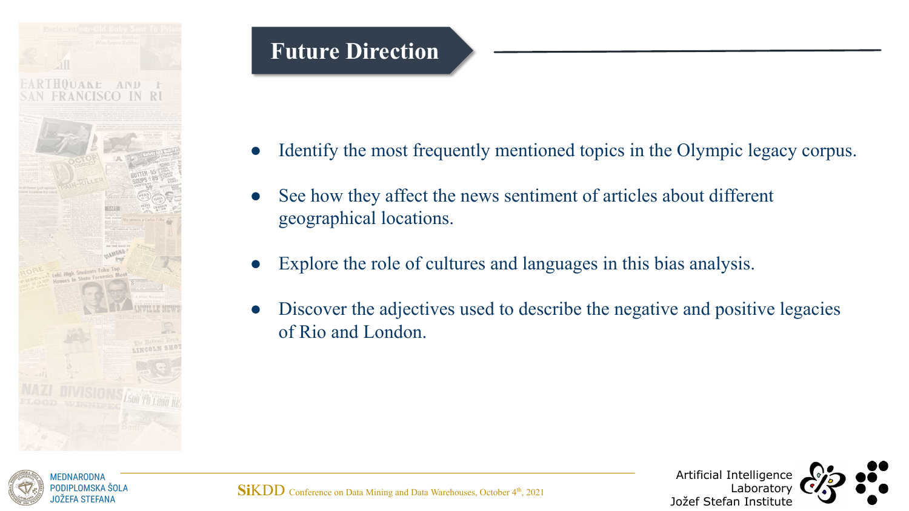# Future Direction

- Identify the most frequently mentioned topics in the Olympic legacy corpus.
- See how they affect the news sentiment of articles about different geographical locations.
- Explore the role of cultures and languages in this bias analysis.
- Discover the adjectives used to describe the negative and positive legacies of Rio and London.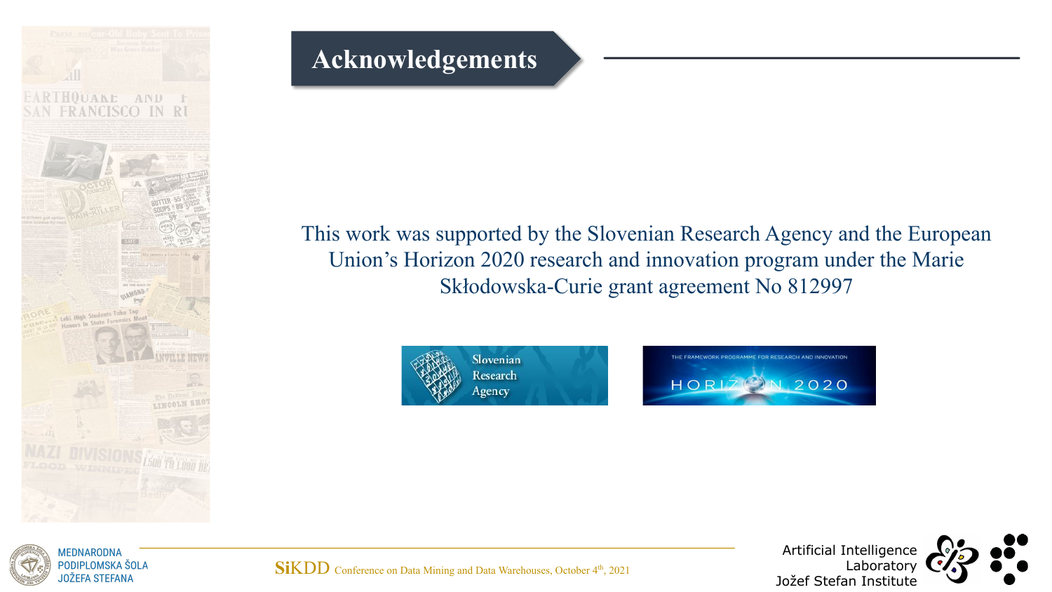# Acknowledgements

This work was supported by the Slovenian Research Agency and the European Union's Horizon 2020 research and innovation program under the Marie Skłodowska-Curie grant agreement No 812997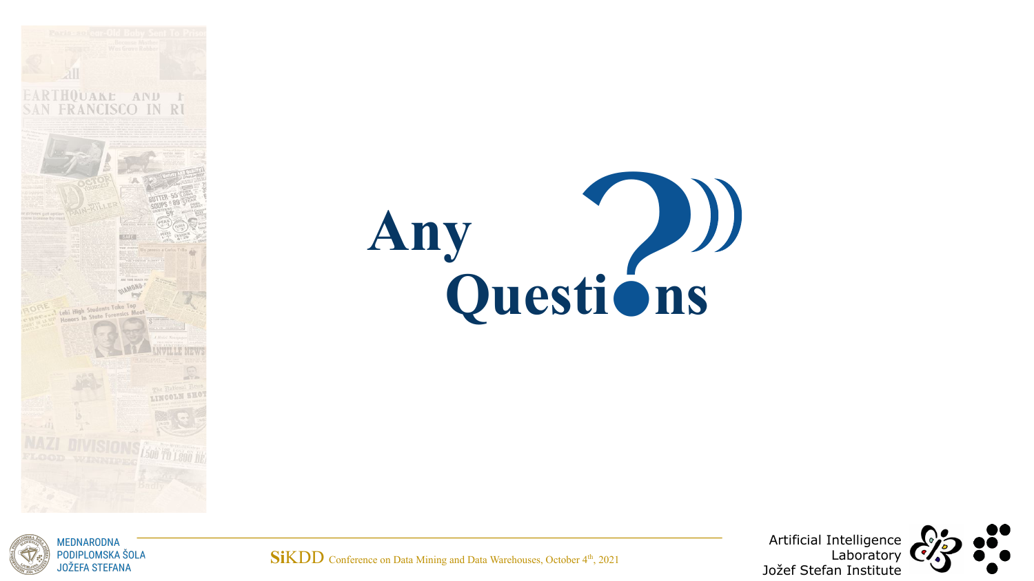# Any Questions